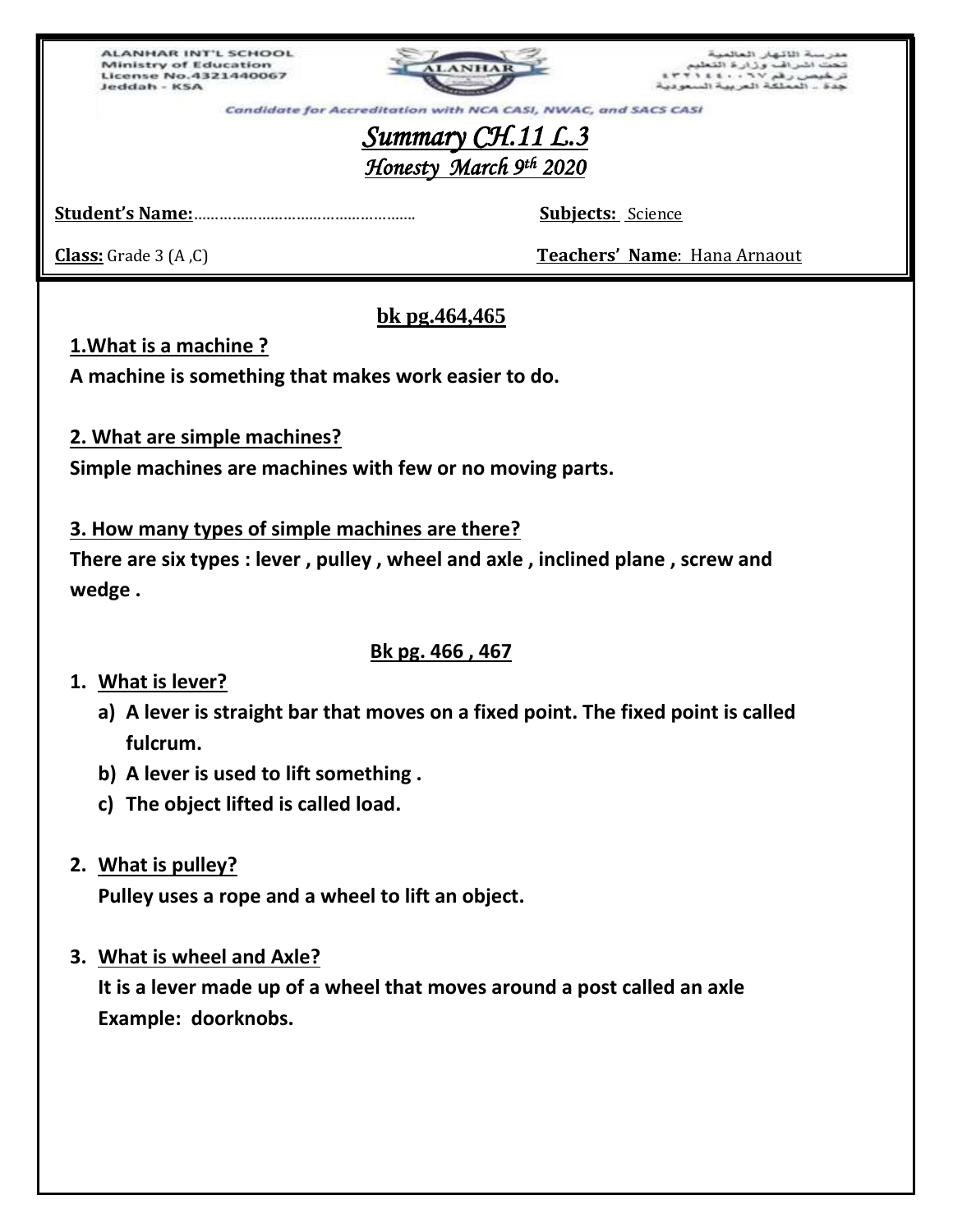ALANHAR INT'L SCHOOL
Ministry of Education
License No.4321440067
Jeddah - KSA

مدرسة الأنهار العالمية
تحت اشراف وزارة التعليم
ترخيص رقم ٤٣٢١٤٤٠٠٦٧
جدة - المملكة العربية السعودية

*Candidate for Accreditation with NCA CASI, NWAC, and SACS CASI*

# *Summary CH.11 L.3*

## *Honesty March 9th 2020*

**Student's Name:**……………………………………………… **Subjects:** Science

**Class:** Grade 3 (A ,C) **Teachers' Name**: Hana Arnaout

**bk pg.464,465**

**1.What is a machine ?**

**A machine is something that makes work easier to do.**

**2. What are simple machines?**

**Simple machines are machines with few or no moving parts.**

**3. How many types of simple machines are there?**

**There are six types : lever , pulley , wheel and axle , inclined plane , screw and wedge .**

**Bk pg. 466 , 467**

1. **What is lever?**
   a) **A lever is straight bar that moves on a fixed point. The fixed point is called fulcrum.**
   b) **A lever is used to lift something .**
   c) **The object lifted is called load.**

2. **What is pulley?**

   **Pulley uses a rope and a wheel to lift an object.**

3. **What is wheel and Axle?**

   **It is a lever made up of a wheel that moves around a post called an axle**
   **Example: doorknobs.**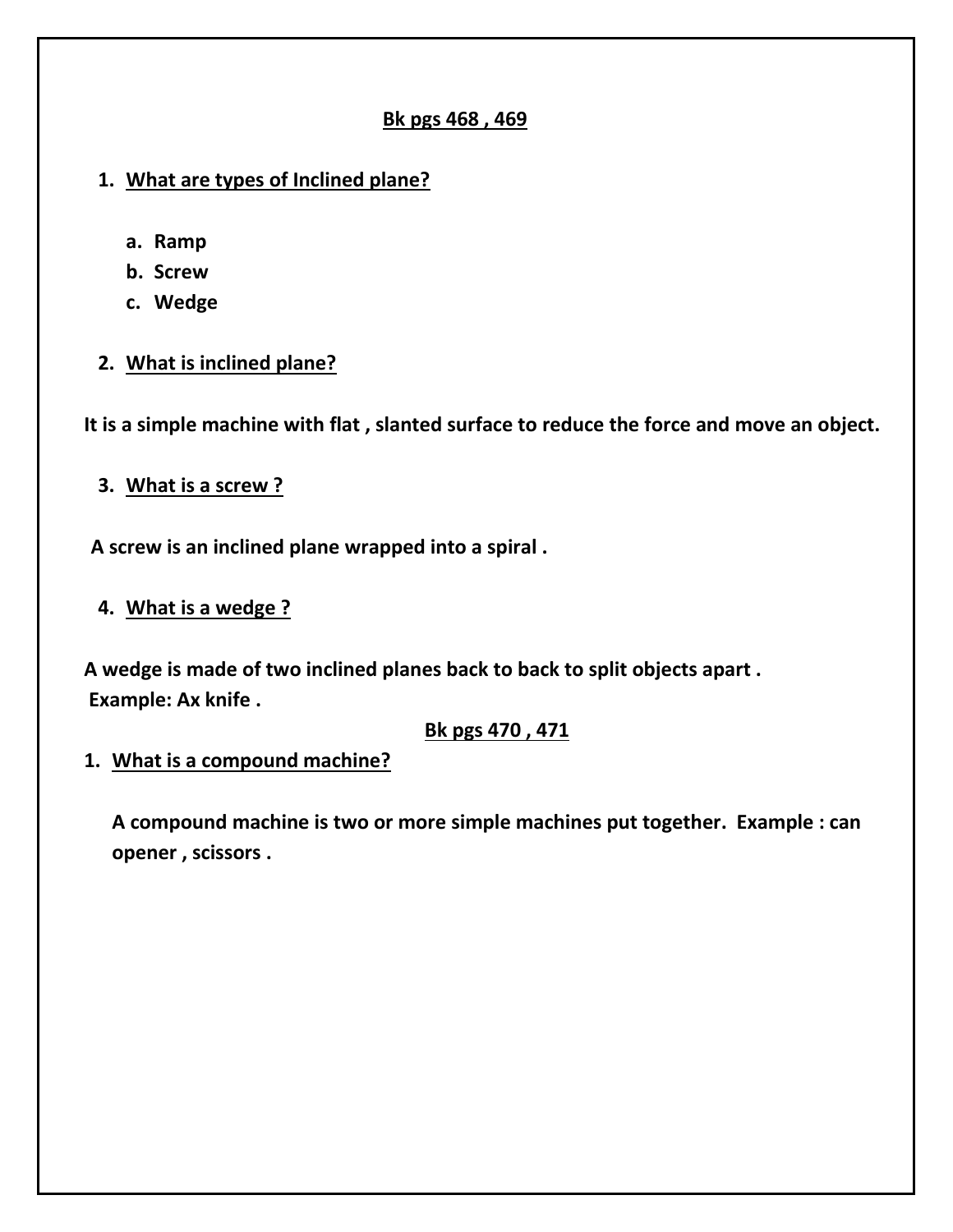**<u>Bk pgs 468 , 469</u>**

1. **<u>What are types of Inclined plane?</u>**

   a. **Ramp**
   b. **Screw**
   c. **Wedge**

2. **<u>What is inclined plane?</u>**

**It is a simple machine with flat , slanted surface to reduce the force and move an object.**

3. **<u>What is a screw ?</u>**

**A screw is an inclined plane wrapped into a spiral .**

4. **<u>What is a wedge ?</u>**

**A wedge is made of two inclined planes back to back to split objects apart .**
**Example: Ax knife .**

**<u>Bk pgs 470 , 471</u>**

1. **<u>What is a compound machine?</u>**

   **A compound machine is two or more simple machines put together. Example : can opener , scissors .**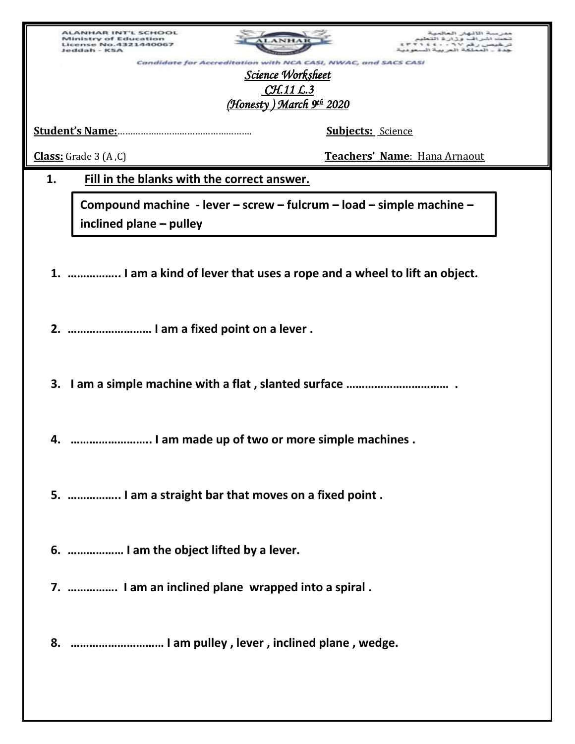ALANHAR INT'L SCHOOL
Ministry of Education
License No.4321440067
Jeddah - KSA

مدرسة الأنهار العالمية
تحت إشراف وزارة التعليم
ترخيص رقم ٤٣٢١٤٤٠٠٦٧
جدة - المملكة العربية السعودية

Candidate for Accreditation with NCA CASI, NWAC, and SACS CASI

*Science Worksheet*

*CH.11 L.3*

*(Honesty ) March 9th 2020*

**Student's Name:**……………………………………………… **Subjects:** Science

**Class:** Grade 3 (A ,C) **Teachers' Name**: Hana Arnaout

**1. Fill in the blanks with the correct answer.**

**Compound machine - lever – screw – fulcrum – load – simple machine – inclined plane – pulley**

1. **…………….. I am a kind of lever that uses a rope and a wheel to lift an object.**
2. **……………………… I am a fixed point on a lever .**
3. **I am a simple machine with a flat , slanted surface …………………………… .**
4. **…………………….. I am made up of two or more simple machines .**
5. **…………….. I am a straight bar that moves on a fixed point .**
6. **……………… I am the object lifted by a lever.**
7. **……………. I am an inclined plane wrapped into a spiral .**
8. **……………………….. I am pulley , lever , inclined plane , wedge.**